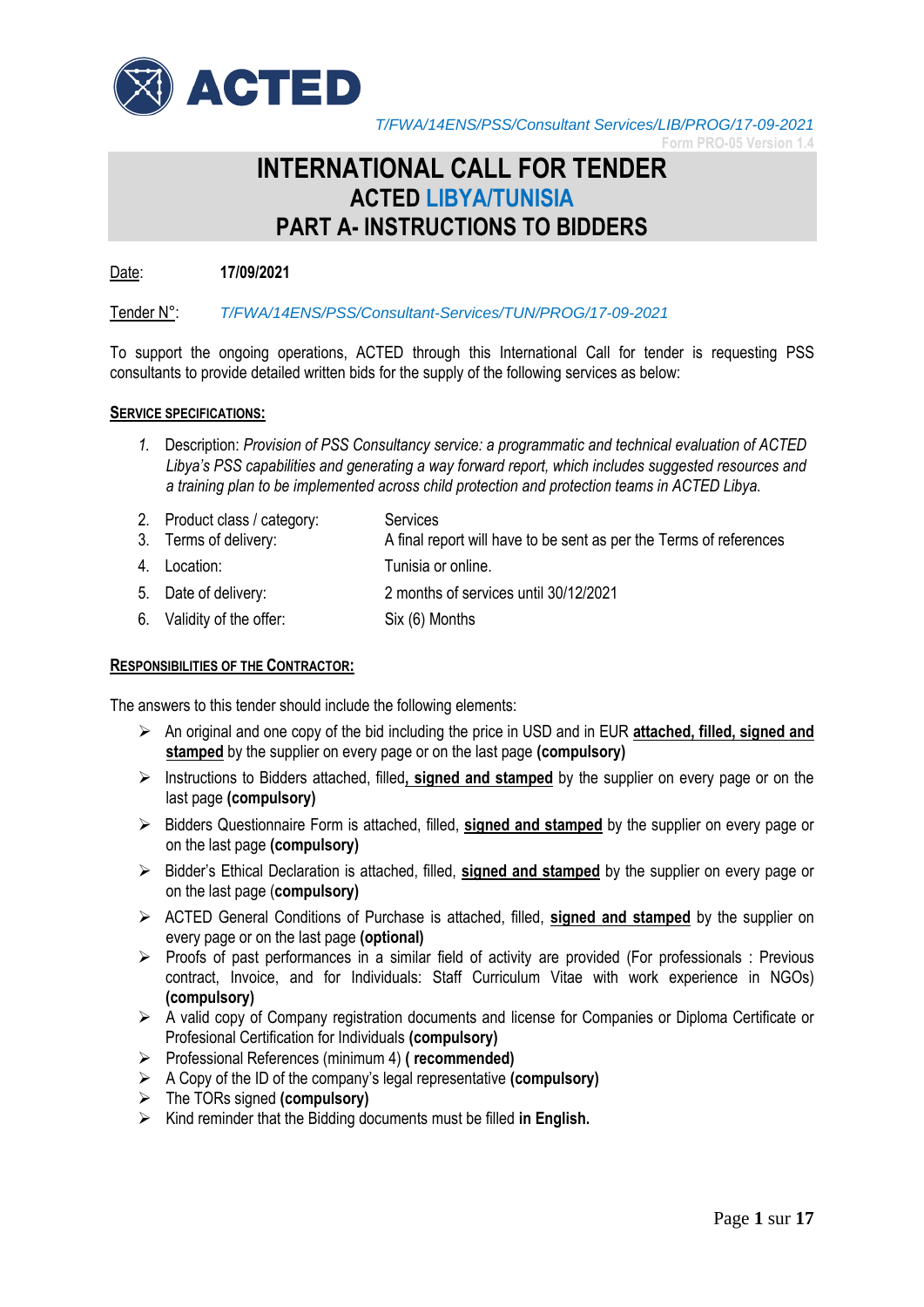*T/FWA/14ENS/PSS/Consultant Services/LIB/PROG/17-09-2021*

Form PRO-05 Version 1.4

# INTERNATIONAL CALL FOR TENDER
## ACTED LIBYA/TUNISIA
## PART A- INSTRUCTIONS TO BIDDERS

Date: **17/09/2021**

Tender N°: *T/FWA/14ENS/PSS/Consultant-Services/TUN/PROG/17-09-2021*

To support the ongoing operations, ACTED through this International Call for tender is requesting PSS consultants to provide detailed written bids for the supply of the following services as below:

**SERVICE SPECIFICATIONS:**

1. Description: *Provision of PSS Consultancy service: a programmatic and technical evaluation of ACTED Libya's PSS capabilities and generating a way forward report, which includes suggested resources and a training plan to be implemented across child protection and protection teams in ACTED Libya.*
2. Product class / category: Services
3. Terms of delivery: A final report will have to be sent as per the Terms of references
4. Location: Tunisia or online.
5. Date of delivery: 2 months of services until 30/12/2021
6. Validity of the offer: Six (6) Months

**RESPONSIBILITIES OF THE CONTRACTOR:**

The answers to this tender should include the following elements:

- An original and one copy of the bid including the price in USD and in EUR **attached, filled, signed and stamped** by the supplier on every page or on the last page **(compulsory)**
- Instructions to Bidders attached, filled**, signed and stamped** by the supplier on every page or on the last page **(compulsory)**
- Bidders Questionnaire Form is attached, filled, **signed and stamped** by the supplier on every page or on the last page **(compulsory)**
- Bidder's Ethical Declaration is attached, filled, **signed and stamped** by the supplier on every page or on the last page (**compulsory)**
- ACTED General Conditions of Purchase is attached, filled, **signed and stamped** by the supplier on every page or on the last page **(optional)**
- Proofs of past performances in a similar field of activity are provided (For professionals : Previous contract, Invoice, and for Individuals: Staff Curriculum Vitae with work experience in NGOs) **(compulsory)**
- A valid copy of Company registration documents and license for Companies or Diploma Certificate or Profesional Certification for Individuals **(compulsory)**
- Professional References (minimum 4) **( recommended)**
- A Copy of the ID of the company's legal representative **(compulsory)**
- The TORs signed **(compulsory)**
- Kind reminder that the Bidding documents must be filled **in English.**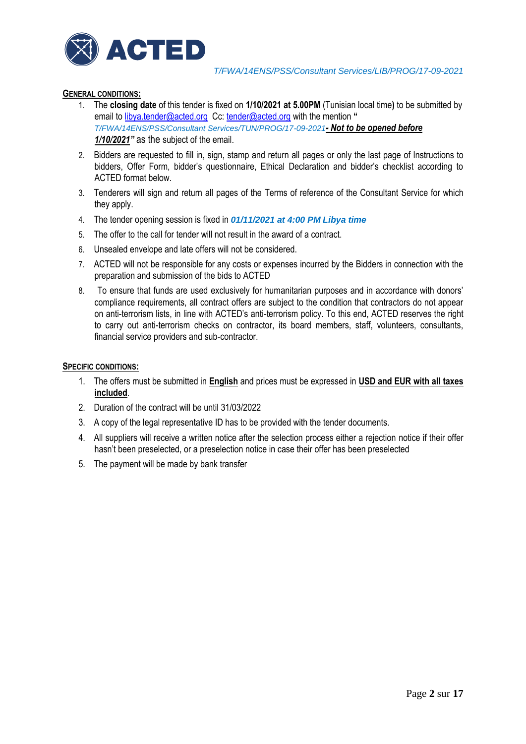**GENERAL CONDITIONS:**

1. The **closing date** of this tender is fixed on **1/10/2021 at 5.00PM** (Tunisian local time**)** to be submitted by email to libya.tender@acted.org Cc: tender@acted.org with the mention **"** *T/FWA/14ENS/PSS/Consultant Services/TUN/PROG/17-09-2021* ***- Not to be opened before 1/10/2021"*** as the subject of the email.
2. Bidders are requested to fill in, sign, stamp and return all pages or only the last page of Instructions to bidders, Offer Form, bidder's questionnaire, Ethical Declaration and bidder's checklist according to ACTED format below.
3. Tenderers will sign and return all pages of the Terms of reference of the Consultant Service for which they apply.
4. The tender opening session is fixed in ***01/11/2021 at 4:00 PM Libya time***
5. The offer to the call for tender will not result in the award of a contract.
6. Unsealed envelope and late offers will not be considered.
7. ACTED will not be responsible for any costs or expenses incurred by the Bidders in connection with the preparation and submission of the bids to ACTED
8. To ensure that funds are used exclusively for humanitarian purposes and in accordance with donors' compliance requirements, all contract offers are subject to the condition that contractors do not appear on anti-terrorism lists, in line with ACTED's anti-terrorism policy. To this end, ACTED reserves the right to carry out anti-terrorism checks on contractor, its board members, staff, volunteers, consultants, financial service providers and sub-contractor.

**SPECIFIC CONDITIONS:**

1. The offers must be submitted in **English** and prices must be expressed in **USD and EUR with all taxes included**.
2. Duration of the contract will be until 31/03/2022
3. A copy of the legal representative ID has to be provided with the tender documents.
4. All suppliers will receive a written notice after the selection process either a rejection notice if their offer hasn't been preselected, or a preselection notice in case their offer has been preselected
5. The payment will be made by bank transfer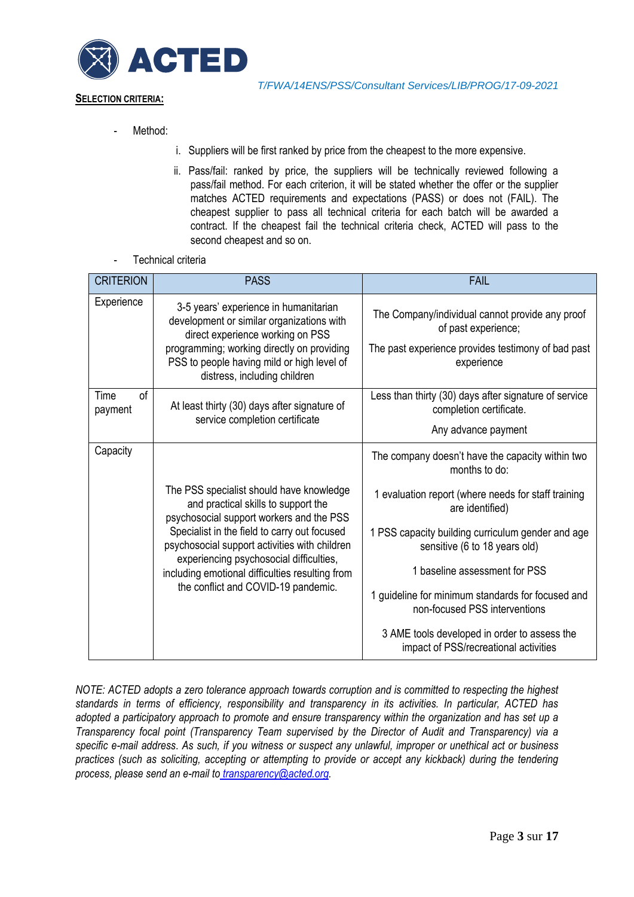T/FWA/14ENS/PSS/Consultant Services/LIB/PROG/17-09-2021

**SELECTION CRITERIA:**

- Method:
  i. Suppliers will be first ranked by price from the cheapest to the more expensive.
  ii. Pass/fail: ranked by price, the suppliers will be technically reviewed following a pass/fail method. For each criterion, it will be stated whether the offer or the supplier matches ACTED requirements and expectations (PASS) or does not (FAIL). The cheapest supplier to pass all technical criteria for each batch will be awarded a contract. If the cheapest fail the technical criteria check, ACTED will pass to the second cheapest and so on.
- Technical criteria

| CRITERION | PASS | FAIL |
|---|---|---|
| Experience | 3-5 years' experience in humanitarian development or similar organizations with direct experience working on PSS programming; working directly on providing PSS to people having mild or high level of distress, including children | The Company/individual cannot provide any proof of past experience;<br><br>The past experience provides testimony of bad past experience |
| Time of payment | At least thirty (30) days after signature of service completion certificate | Less than thirty (30) days after signature of service completion certificate.<br><br>Any advance payment |
| Capacity | The PSS specialist should have knowledge and practical skills to support the psychosocial support workers and the PSS Specialist in the field to carry out focused psychosocial support activities with children experiencing psychosocial difficulties, including emotional difficulties resulting from the conflict and COVID-19 pandemic. | The company doesn't have the capacity within two months to do:<br><br>1 evaluation report (where needs for staff training are identified)<br><br>1 PSS capacity building curriculum gender and age sensitive (6 to 18 years old)<br><br>1 baseline assessment for PSS<br><br>1 guideline for minimum standards for focused and non-focused PSS interventions<br><br>3 AME tools developed in order to assess the impact of PSS/recreational activities |

*NOTE: ACTED adopts a zero tolerance approach towards corruption and is committed to respecting the highest standards in terms of efficiency, responsibility and transparency in its activities. In particular, ACTED has adopted a participatory approach to promote and ensure transparency within the organization and has set up a Transparency focal point (Transparency Team supervised by the Director of Audit and Transparency) via a specific e-mail address. As such, if you witness or suspect any unlawful, improper or unethical act or business practices (such as soliciting, accepting or attempting to provide or accept any kickback) during the tendering process, please send an e-mail to transparency@acted.org.*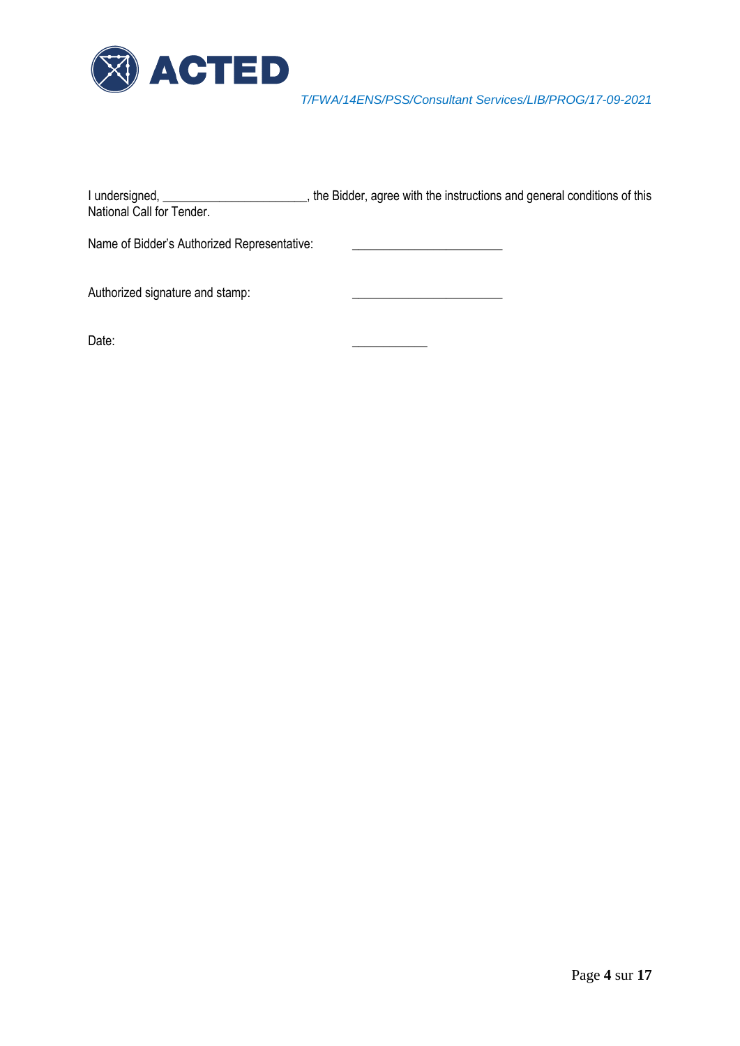I undersigned, ______________________, the Bidder, agree with the instructions and general conditions of this National Call for Tender.

Name of Bidder's Authorized Representative: ______________________

Authorized signature and stamp: ______________________

Date: ___________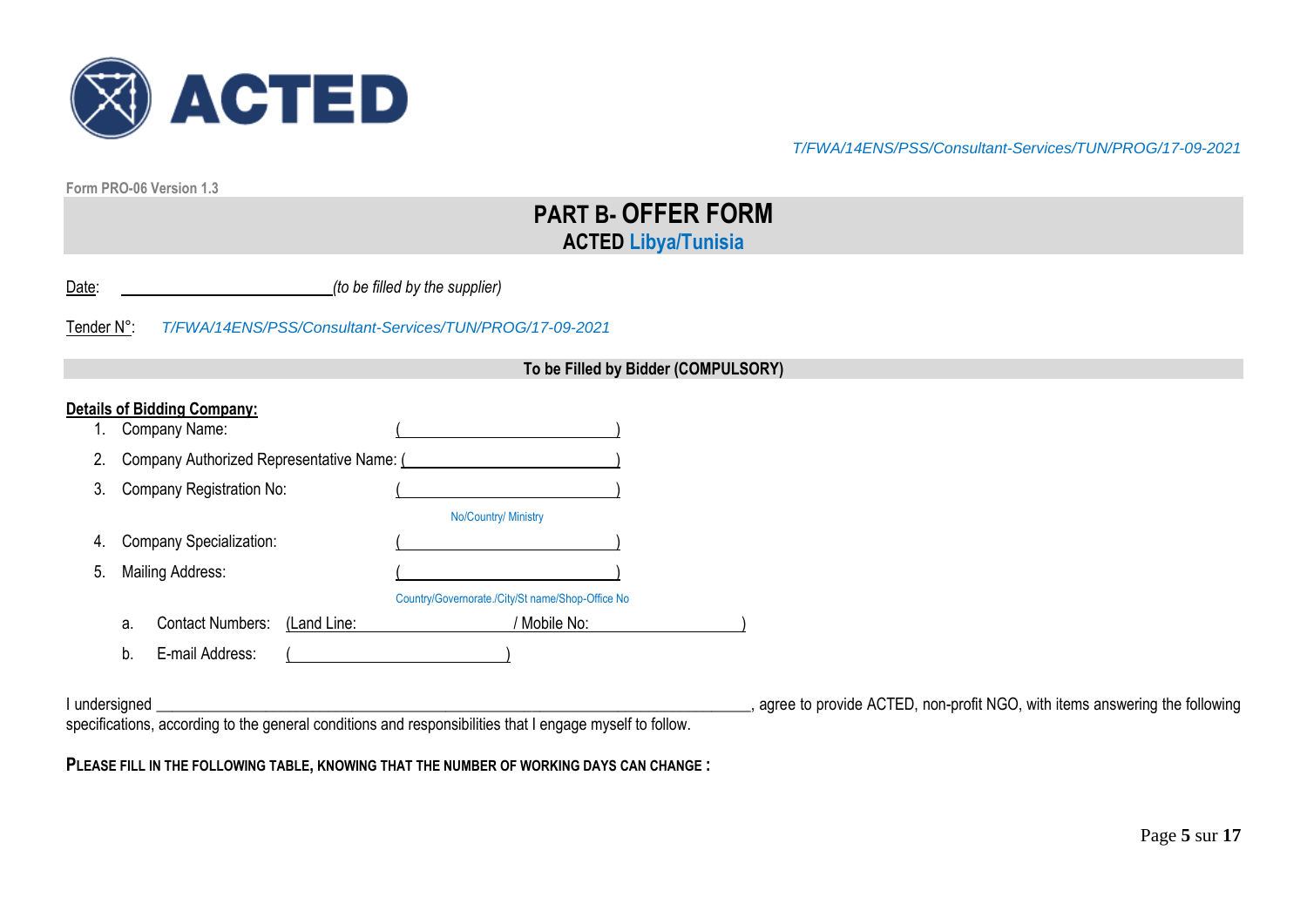T/FWA/14ENS/PSS/Consultant-Services/TUN/PROG/17-09-2021

Form PRO-06 Version 1.3

# PART B- OFFER FORM

## ACTED Libya/Tunisia

Date: ________________________ *(to be filled by the supplier)*

Tender N°: *T/FWA/14ENS/PSS/Consultant-Services/TUN/PROG/17-09-2021*

**To be Filled by Bidder (COMPULSORY)**

**Details of Bidding Company:**

1. Company Name: (________________________)
2. Company Authorized Representative Name: (________________________)
3. Company Registration No: (________________________)
   No/Country/ Ministry
4. Company Specialization: (________________________)
5. Mailing Address: (________________________)
   Country/Governorate./City/St name/Shop-Office No
   a. Contact Numbers: (Land Line: ________________ / Mobile No: ________________)
   b. E-mail Address: (________________________)

I undersigned ______________________________________________________________________, agree to provide ACTED, non-profit NGO, with items answering the following specifications, according to the general conditions and responsibilities that I engage myself to follow.

**PLEASE FILL IN THE FOLLOWING TABLE, KNOWING THAT THE NUMBER OF WORKING DAYS CAN CHANGE :**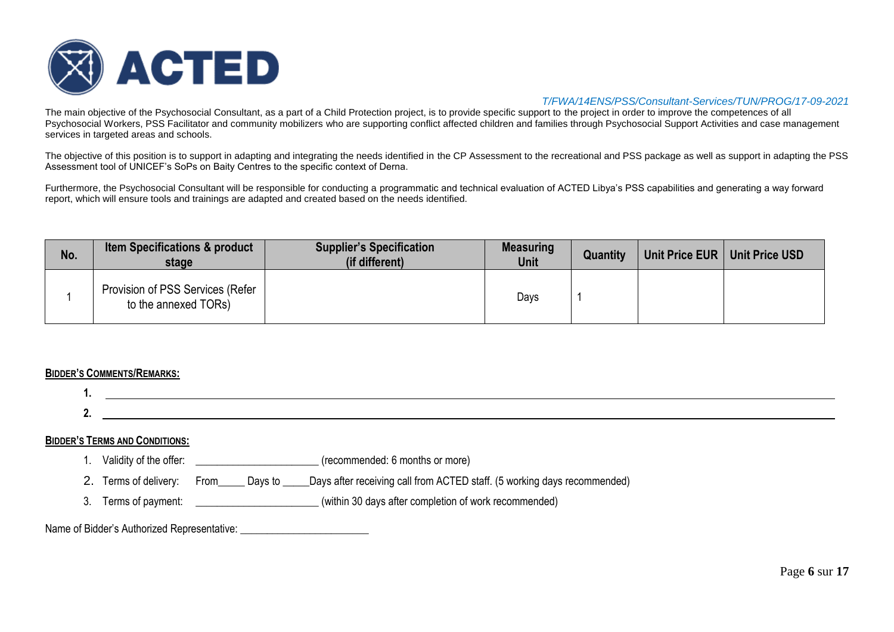*T/FWA/14ENS/PSS/Consultant-Services/TUN/PROG/17-09-2021*

The main objective of the Psychosocial Consultant, as a part of a Child Protection project, is to provide specific support to the project in order to improve the competences of all Psychosocial Workers, PSS Facilitator and community mobilizers who are supporting conflict affected children and families through Psychosocial Support Activities and case management services in targeted areas and schools.

The objective of this position is to support in adapting and integrating the needs identified in the CP Assessment to the recreational and PSS package as well as support in adapting the PSS Assessment tool of UNICEF's SoPs on Baity Centres to the specific context of Derna.

Furthermore, the Psychosocial Consultant will be responsible for conducting a programmatic and technical evaluation of ACTED Libya's PSS capabilities and generating a way forward report, which will ensure tools and trainings are adapted and created based on the needs identified.

| No. | Item Specifications & product stage | Supplier's Specification (if different) | Measuring Unit | Quantity | Unit Price EUR | Unit Price USD |
|---|---|---|---|---|---|---|
| 1 | Provision of PSS Services (Refer to the annexed TORs) | | Days | 1 | | |

**BIDDER'S COMMENTS/REMARKS:**

1. ______________________________
2. ______________________________

**BIDDER'S TERMS AND CONDITIONS:**

1. Validity of the offer: ____________________ (recommended: 6 months or more)
2. Terms of delivery: From_____ Days to _____Days after receiving call from ACTED staff. (5 working days recommended)
3. Terms of payment: ____________________ (within 30 days after completion of work recommended)

Name of Bidder's Authorized Representative: ______________________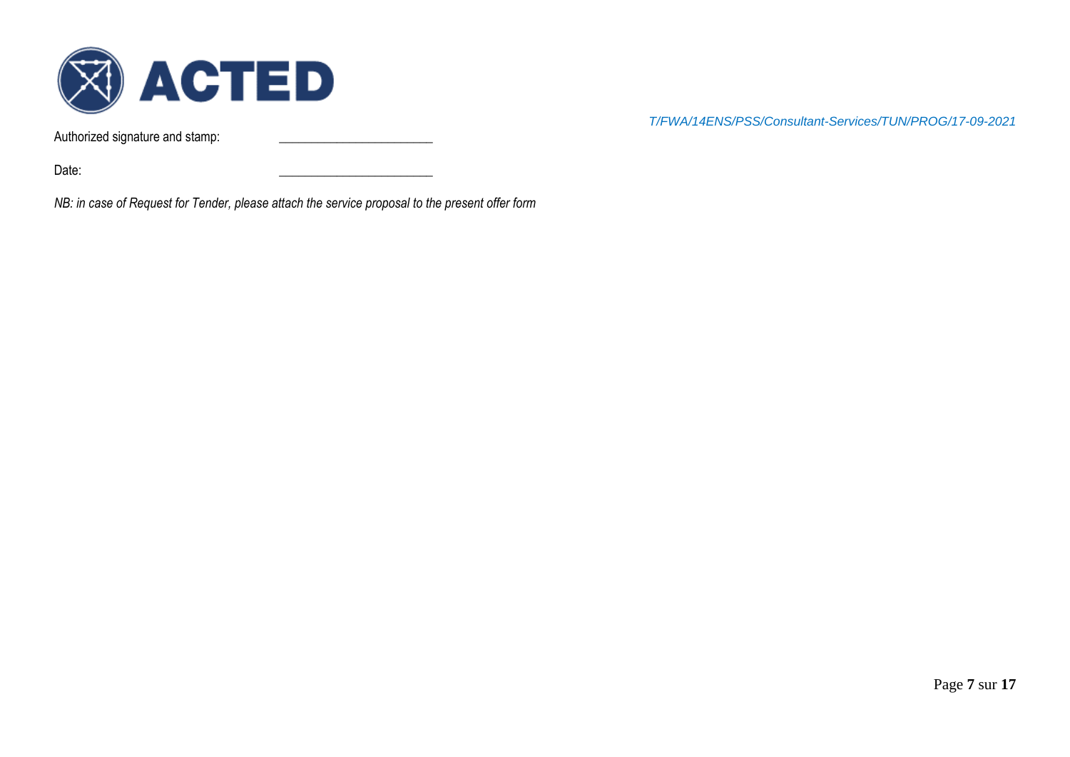Authorized signature and stamp: ______________________

Date: ______________________

*NB: in case of Request for Tender, please attach the service proposal to the present offer form*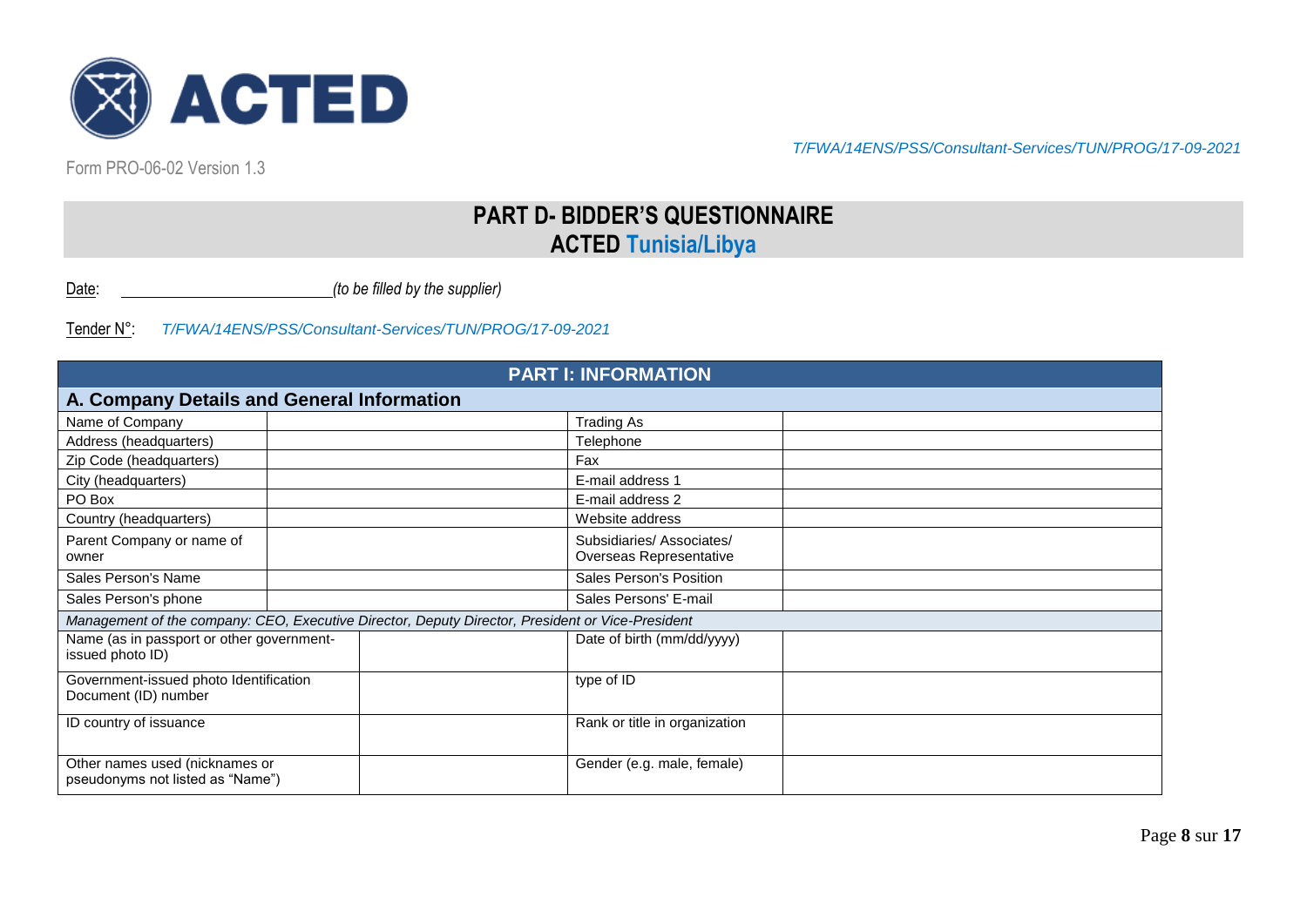Form PRO-06-02 Version 1.3

T/FWA/14ENS/PSS/Consultant-Services/TUN/PROG/17-09-2021

# PART D- BIDDER'S QUESTIONNAIRE
# ACTED Tunisia/Libya

Date: ____________________ *(to be filled by the supplier)*

Tender N°: *T/FWA/14ENS/PSS/Consultant-Services/TUN/PROG/17-09-2021*

| PART I: INFORMATION | | | |
|---|---|---|---|
| **A. Company Details and General Information** | | | |
| Name of Company | | Trading As | |
| Address (headquarters) | | Telephone | |
| Zip Code (headquarters) | | Fax | |
| City (headquarters) | | E-mail address 1 | |
| PO Box | | E-mail address 2 | |
| Country (headquarters) | | Website address | |
| Parent Company or name of owner | | Subsidiaries/ Associates/ Overseas Representative | |
| Sales Person's Name | | Sales Person's Position | |
| Sales Person's phone | | Sales Persons' E-mail | |
| *Management of the company: CEO, Executive Director, Deputy Director, President or Vice-President* | | | |
| Name (as in passport or other government-issued photo ID) | | Date of birth (mm/dd/yyyy) | |
| Government-issued photo Identification Document (ID) number | | type of ID | |
| ID country of issuance | | Rank or title in organization | |
| Other names used (nicknames or pseudonyms not listed as "Name") | | Gender (e.g. male, female) | |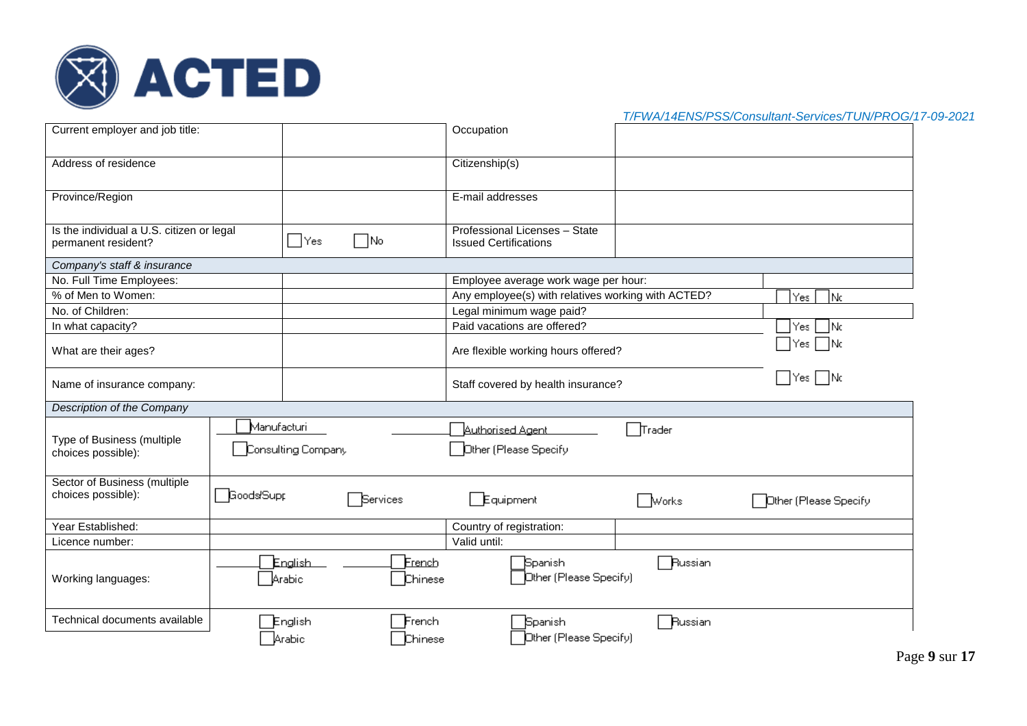| Current employer and job title: | | Occupation | |
|---|---|---|---|
| Address of residence | | Citizenship(s) | |
| Province/Region | | E-mail addresses | |
| Is the individual a U.S. citizen or legal permanent resident? | ☐ Yes ☐ No | Professional Licenses – State Issued Certifications | |
| *Company's staff & insurance* | | | |
| No. Full Time Employees: | | Employee average work wage per hour: | |
| % of Men to Women: | | Any employee(s) with relatives working with ACTED? | ☐ Yes ☐ No |
| No. of Children: | | Legal minimum wage paid? | |
| In what capacity? | | Paid vacations are offered? | ☐ Yes ☐ No |
| What are their ages? | | Are flexible working hours offered? | ☐ Yes ☐ No |
| Name of insurance company: | | Staff covered by health insurance? | ☐ Yes ☐ No |
| *Description of the Company* | | | |
| Type of Business (multiple choices possible): | ☐ Manufacturi ☐ Consulting Company | ☐ Authorised Agent ☐ Other (Please Specify | ☐ Trader |
| Sector of Business (multiple choices possible): | ☐ Goods/Supp ☐ Services | ☐ Equipment | ☐ Works ☐ Other (Please Specify |
| Year Established: | | Country of registration: | |
| Licence number: | | Valid until: | |
| Working languages: | ☐ English ☐ Arabic ☐ French ☐ Chinese | ☐ Spanish ☐ Other (Please Specify) | ☐ Russian |
| Technical documents available | ☐ English ☐ Arabic ☐ French ☐ Chinese | ☐ Spanish ☐ Other (Please Specify) | ☐ Russian |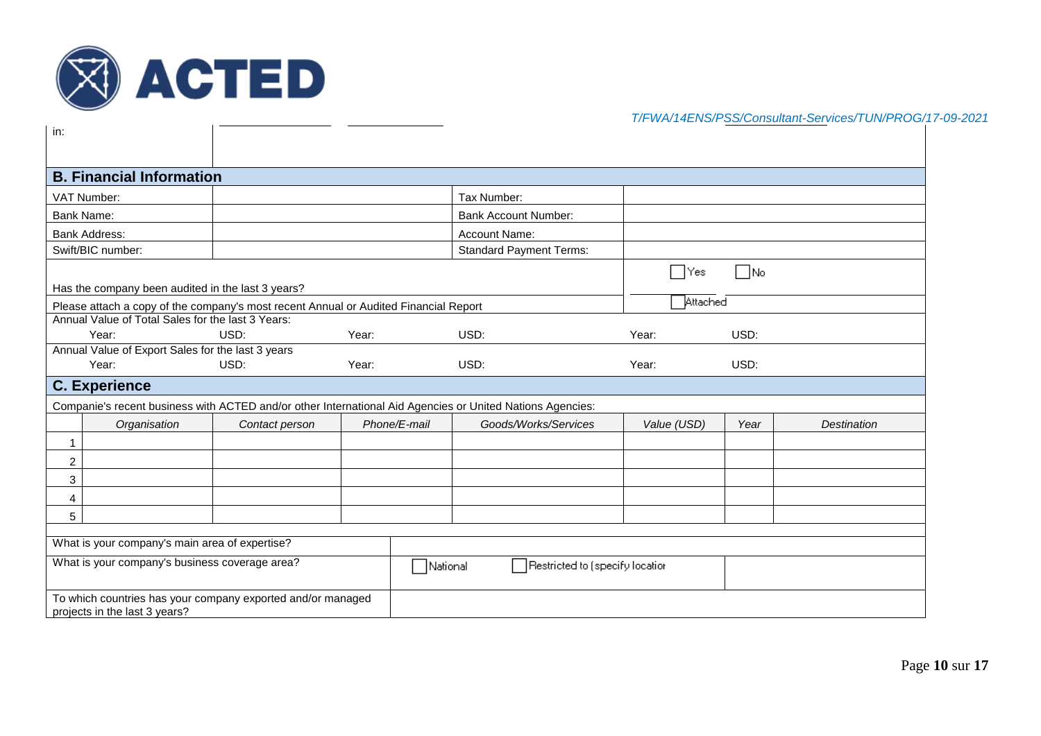| in: | |
|---|---|

## B. Financial Information

| | | | |
|---|---|---|---|
| VAT Number: | | Tax Number: | |
| Bank Name: | | Bank Account Number: | |
| Bank Address: | | Account Name: | |
| Swift/BIC number: | | Standard Payment Terms: | |

| | |
|---|---|
| Has the company been audited in the last 3 years? | ☐ Yes ☐ No |
| Please attach a copy of the company's most recent Annual or Audited Financial Report | ☐ Attached |

Annual Value of Total Sales for the last 3 Years:

| Year: | USD: | Year: | USD: | Year: | USD: |
|---|---|---|---|---|---|

Annual Value of Export Sales for the last 3 years

| Year: | USD: | Year: | USD: | Year: | USD: |
|---|---|---|---|---|---|

## C. Experience

Companie's recent business with ACTED and/or other International Aid Agencies or United Nations Agencies:

| | *Organisation* | *Contact person* | *Phone/E-mail* | *Goods/Works/Services* | *Value (USD)* | *Year* | *Destination* |
|---|---|---|---|---|---|---|---|
| 1 | | | | | | | |
| 2 | | | | | | | |
| 3 | | | | | | | |
| 4 | | | | | | | |
| 5 | | | | | | | |

| | | |
|---|---|---|
| What is your company's main area of expertise? | | |
| What is your company's business coverage area? | ☐ National ☐ Restricted to (specify locatior | |
| To which countries has your company exported and/or managed projects in the last 3 years? | | |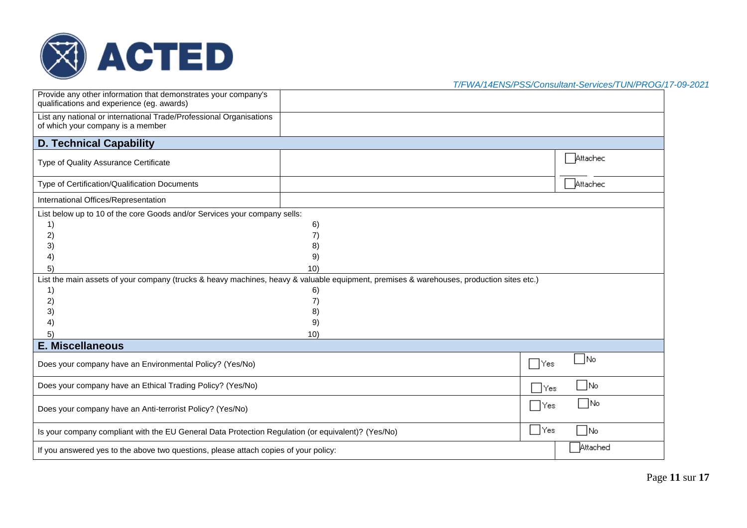*T/FWA/14ENS/PSS/Consultant-Services/TUN/PROG/17-09-2021*

| | | |
|---|---|---|
| Provide any other information that demonstrates your company's qualifications and experience (eg. awards) | | |
| List any national or international Trade/Professional Organisations of which your company is a member | | |

## D. Technical Capability

| | | |
|---|---|---|
| Type of Quality Assurance Certificate | | ☐ Attached |
| Type of Certification/Qualification Documents | | ☐ Attached |
| International Offices/Representation | | |

List below up to 10 of the core Goods and/or Services your company sells:

| | |
|---|---|
| 1) | 6) |
| 2) | 7) |
| 3) | 8) |
| 4) | 9) |
| 5) | 10) |

List the main assets of your company (trucks & heavy machines, heavy & valuable equipment, premises & warehouses, production sites etc.)

| | |
|---|---|
| 1) | 6) |
| 2) | 7) |
| 3) | 8) |
| 4) | 9) |
| 5) | 10) |

## E. Miscellaneous

| | | |
|---|---|---|
| Does your company have an Environmental Policy? (Yes/No) | ☐ Yes | ☐ No |
| Does your company have an Ethical Trading Policy? (Yes/No) | ☐ Yes | ☐ No |
| Does your company have an Anti-terrorist Policy? (Yes/No) | ☐ Yes | ☐ No |
| Is your company compliant with the EU General Data Protection Regulation (or equivalent)? (Yes/No) | ☐ Yes | ☐ No |
| If you answered yes to the above two questions, please attach copies of your policy: | | ☐ Attached |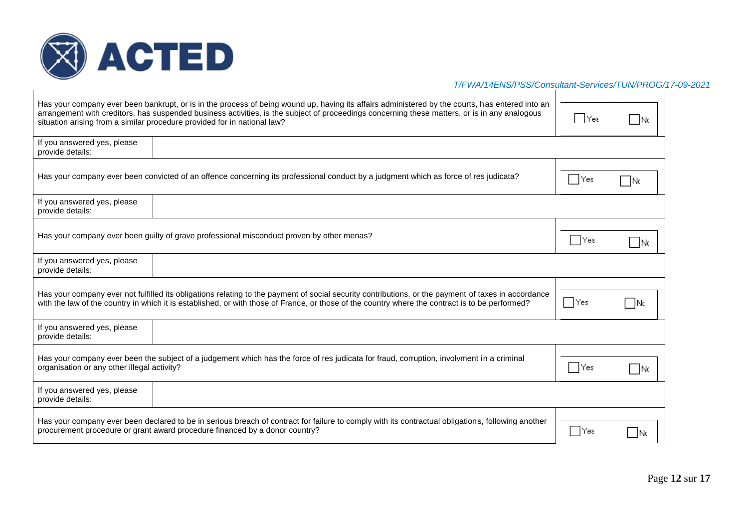| | |
|---|---|
| Has your company ever been bankrupt, or is in the process of being wound up, having its affairs administered by the courts, has entered into an arrangement with creditors, has suspended business activities, is the subject of proceedings concerning these matters, or is in any analogous situation arising from a similar procedure provided for in national law? | ☐ Yes ☐ No |
| If you answered yes, please provide details: | |
| Has your company ever been convicted of an offence concerning its professional conduct by a judgment which as force of res judicata? | ☐ Yes ☐ No |
| If you answered yes, please provide details: | |
| Has your company ever been guilty of grave professional misconduct proven by other menas? | ☐ Yes ☐ No |
| If you answered yes, please provide details: | |
| Has your company ever not fulfilled its obligations relating to the payment of social security contributions, or the payment of taxes in accordance with the law of the country in which it is established, or with those of France, or those of the country where the contract is to be performed? | ☐ Yes ☐ No |
| If you answered yes, please provide details: | |
| Has your company ever been the subject of a judgement which has the force of res judicata for fraud, corruption, involvment in a criminal organisation or any other illegal activity? | ☐ Yes ☐ No |
| If you answered yes, please provide details: | |
| Has your company ever been declared to be in serious breach of contract for failure to comply with its contractual obligations, following another procurement procedure or grant award procedure financed by a donor country? | ☐ Yes ☐ No |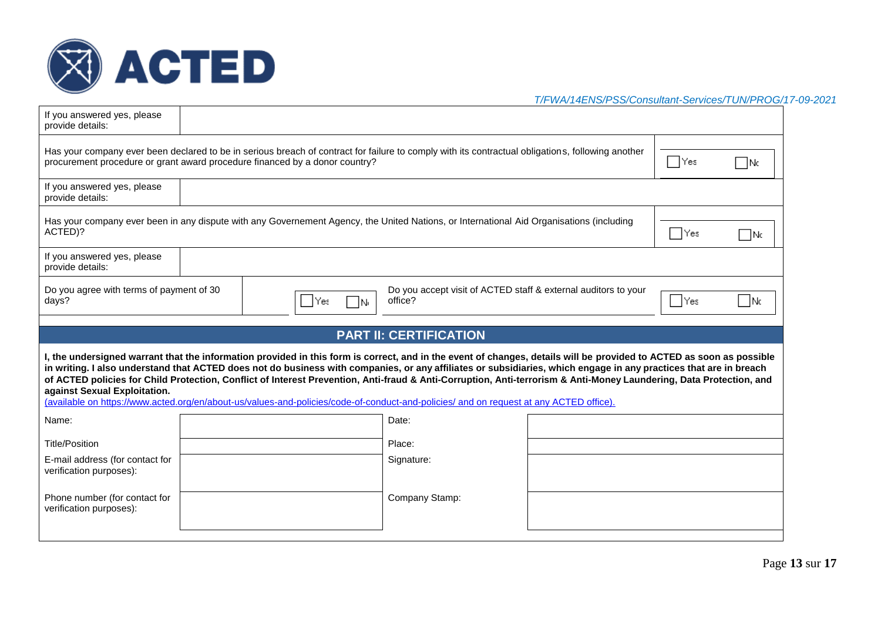| | |
|---|---|
| If you answered yes, please provide details: | |

| | |
|---|---|
| Has your company ever been declared to be in serious breach of contract for failure to comply with its contractual obligations, following another procurement procedure or grant award procedure financed by a donor country? | ☐ Yes ☐ No |
| If you answered yes, please provide details: | |
| Has your company ever been in any dispute with any Governement Agency, the United Nations, or International Aid Organisations (including ACTED)? | ☐ Yes ☐ No |
| If you answered yes, please provide details: | |

| | | | |
|---|---|---|---|
| Do you agree with terms of payment of 30 days? | ☐ Yes ☐ No | Do you accept visit of ACTED staff & external auditors to your office? | ☐ Yes ☐ No |

## PART II: CERTIFICATION

**I, the undersigned warrant that the information provided in this form is correct, and in the event of changes, details will be provided to ACTED as soon as possible in writing. I also understand that ACTED does not do business with companies, or any affiliates or subsidiaries, which engage in any practices that are in breach of ACTED policies for Child Protection, Conflict of Interest Prevention, Anti-fraud & Anti-Corruption, Anti-terrorism & Anti-Money Laundering, Data Protection, and against Sexual Exploitation.**

(available on https://www.acted.org/en/about-us/values-and-policies/code-of-conduct-and-policies/ and on request at any ACTED office).

| | | | |
|---|---|---|---|
| Name: | | Date: | |
| Title/Position | | Place: | |
| E-mail address (for contact for verification purposes): | | Signature: | |
| Phone number (for contact for verification purposes): | | Company Stamp: | |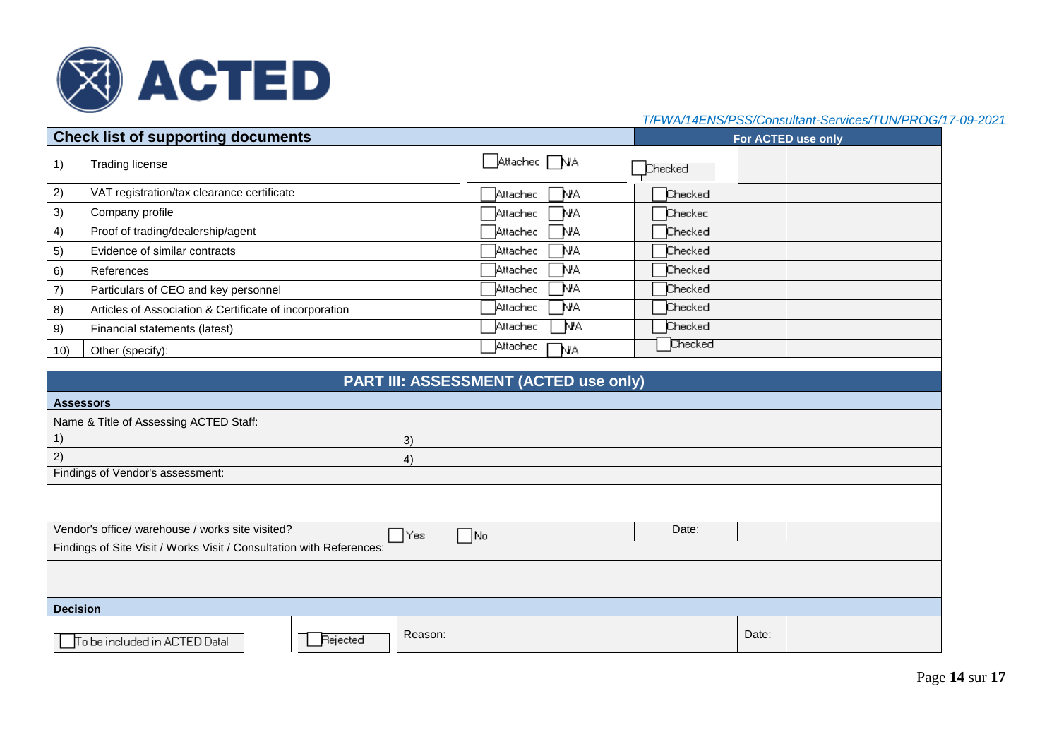*T/FWA/14ENS/PSS/Consultant-Services/TUN/PROG/17-09-2021*

| Check list of supporting documents | | | For ACTED use only |
|---|---|---|---|
| 1) | Trading license | ☐ Attached ☐ N/A | ☐ Checked |
| 2) | VAT registration/tax clearance certificate | ☐ Attached ☐ N/A | ☐ Checked |
| 3) | Company profile | ☐ Attached ☐ N/A | ☐ Checked |
| 4) | Proof of trading/dealership/agent | ☐ Attached ☐ N/A | ☐ Checked |
| 5) | Evidence of similar contracts | ☐ Attached ☐ N/A | ☐ Checked |
| 6) | References | ☐ Attached ☐ N/A | ☐ Checked |
| 7) | Particulars of CEO and key personnel | ☐ Attached ☐ N/A | ☐ Checked |
| 8) | Articles of Association & Certificate of incorporation | ☐ Attached ☐ N/A | ☐ Checked |
| 9) | Financial statements (latest) | ☐ Attached ☐ N/A | ☐ Checked |
| 10) | Other (specify): | ☐ Attached ☐ N/A | ☐ Checked |

## PART III: ASSESSMENT (ACTED use only)

| Assessors | | | |
|---|---|---|---|
| Name & Title of Assessing ACTED Staff: | | | |
| 1) | 3) | | |
| 2) | 4) | | |
| Findings of Vendor's assessment: | | | |
| | | | |
| Vendor's office/ warehouse / works site visited? | ☐ Yes ☐ No | Date: | |
| Findings of Site Visit / Works Visit / Consultation with References: | | | |
| | | | |
| **Decision** | | | |
| ☐ To be included in ACTED Datal | ☐ Rejected | Reason: | Date: |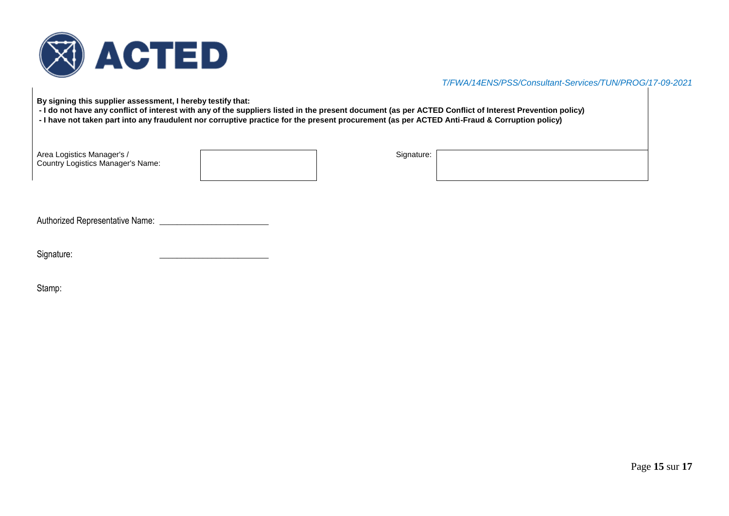T/FWA/14ENS/PSS/Consultant-Services/TUN/PROG/17-09-2021

**By signing this supplier assessment, I hereby testify that:**
**- I do not have any conflict of interest with any of the suppliers listed in the present document (as per ACTED Conflict of Interest Prevention policy)**
**- I have not taken part into any fraudulent nor corruptive practice for the present procurement (as per ACTED Anti-Fraud & Corruption policy)**

| Area Logistics Manager's / Country Logistics Manager's Name: | | Signature: | |
|---|---|---|---|

Authorized Representative Name: ________________________

Signature: ________________________

Stamp: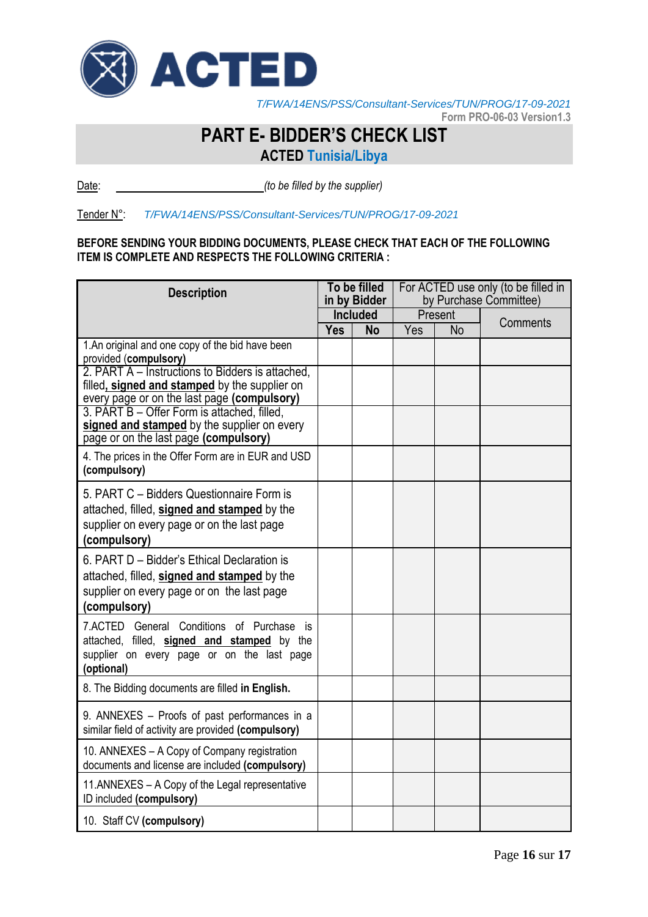T/FWA/14ENS/PSS/Consultant-Services/TUN/PROG/17-09-2021
Form PRO-06-03 Version1.3

# PART E- BIDDER'S CHECK LIST

## ACTED Tunisia/Libya

Date: ______________________ *(to be filled by the supplier)*

Tender N°: *T/FWA/14ENS/PSS/Consultant-Services/TUN/PROG/17-09-2021*

**BEFORE SENDING YOUR BIDDING DOCUMENTS, PLEASE CHECK THAT EACH OF THE FOLLOWING ITEM IS COMPLETE AND RESPECTS THE FOLLOWING CRITERIA :**

| Description | To be filled in by Bidder | | For ACTED use only (to be filled in by Purchase Committee) | | |
|---|---|---|---|---|---|
| | Included | | Present | | Comments |
| | Yes | No | Yes | No | |
| 1.An original and one copy of the bid have been provided (**compulsory**) | | | | | |
| 2. PART A – Instructions to Bidders is attached, filled**, signed and stamped** by the supplier on every page or on the last page **(compulsory)** | | | | | |
| 3. PART B – Offer Form is attached, filled, **signed and stamped** by the supplier on every page or on the last page **(compulsory)** | | | | | |
| 4. The prices in the Offer Form are in EUR and USD **(compulsory)** | | | | | |
| 5. PART C – Bidders Questionnaire Form is attached, filled, **signed and stamped** by the supplier on every page or on the last page **(compulsory)** | | | | | |
| 6. PART D – Bidder's Ethical Declaration is attached, filled, **signed and stamped** by the supplier on every page or on the last page **(compulsory)** | | | | | |
| 7.ACTED General Conditions of Purchase is attached, filled, **signed and stamped** by the supplier on every page or on the last page **(optional)** | | | | | |
| 8. The Bidding documents are filled **in English.** | | | | | |
| 9. ANNEXES – Proofs of past performances in a similar field of activity are provided **(compulsory)** | | | | | |
| 10. ANNEXES – A Copy of Company registration documents and license are included **(compulsory)** | | | | | |
| 11.ANNEXES – A Copy of the Legal representative ID included **(compulsory)** | | | | | |
| 10. Staff CV **(compulsory)** | | | | | |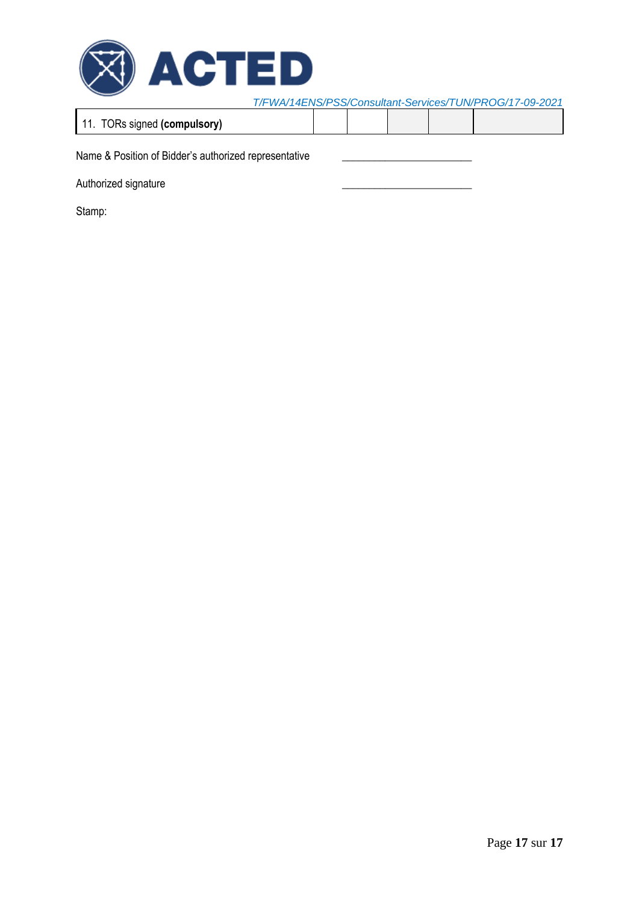| | | | | | |
|---|---|---|---|---|---|
| 11. TORs signed **(compulsory)** | | | | | |

Name & Position of Bidder's authorized representative ________________________

Authorized signature ________________________

Stamp: